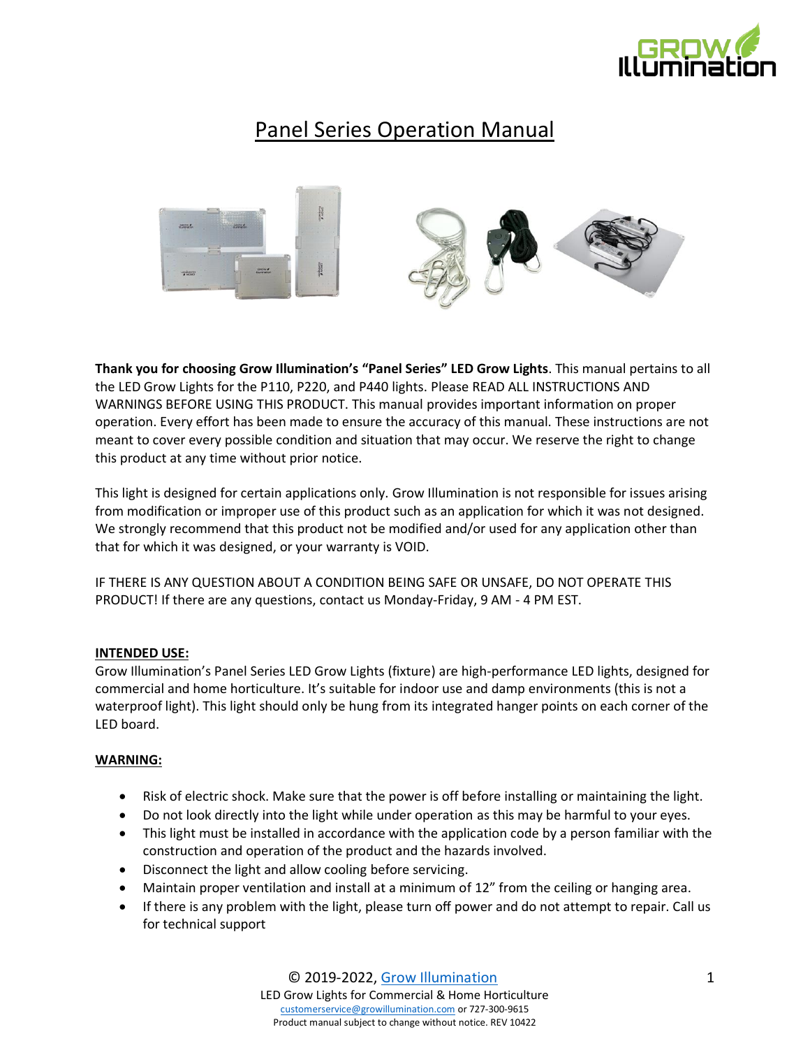# Panel Series Operation Manual

**Thank you for choosing Grow Illumination's "Panel Series" LED Grow Lights**. This manual pertains to all the LED Grow Lights for the P110, P220, and P440 lights. Please READ ALL INSTRUCTIONS AND WARNINGS BEFORE USING THIS PRODUCT. This manual provides important information on proper operation. Every effort has been made to ensure the accuracy of this manual. These instructions are not meant to cover every possible condition and situation that may occur. We reserve the right to change this product at any time without prior notice.

This light is designed for certain applications only. Grow Illumination is not responsible for issues arising from modification or improper use of this product such as an application for which it was not designed. We strongly recommend that this product not be modified and/or used for any application other than that for which it was designed, or your warranty is VOID.

IF THERE IS ANY QUESTION ABOUT A CONDITION BEING SAFE OR UNSAFE, DO NOT OPERATE THIS PRODUCT! If there are any questions, contact us Monday-Friday, 9 AM - 4 PM EST.

## INTENDED USE:

Grow Illumination's Panel Series LED Grow Lights (fixture) are high-performance LED lights, designed for commercial and home horticulture. It's suitable for indoor use and damp environments (this is not a waterproof light). This light should only be hung from its integrated hanger points on each corner of the LED board.

## WARNING:

- Risk of electric shock. Make sure that the power is off before installing or maintaining the light.
- Do not look directly into the light while under operation as this may be harmful to your eyes.
- This light must be installed in accordance with the application code by a person familiar with the construction and operation of the product and the hazards involved.
- Disconnect the light and allow cooling before servicing.
- Maintain proper ventilation and install at a minimum of 12" from the ceiling or hanging area.
- If there is any problem with the light, please turn off power and do not attempt to repair. Call us for technical support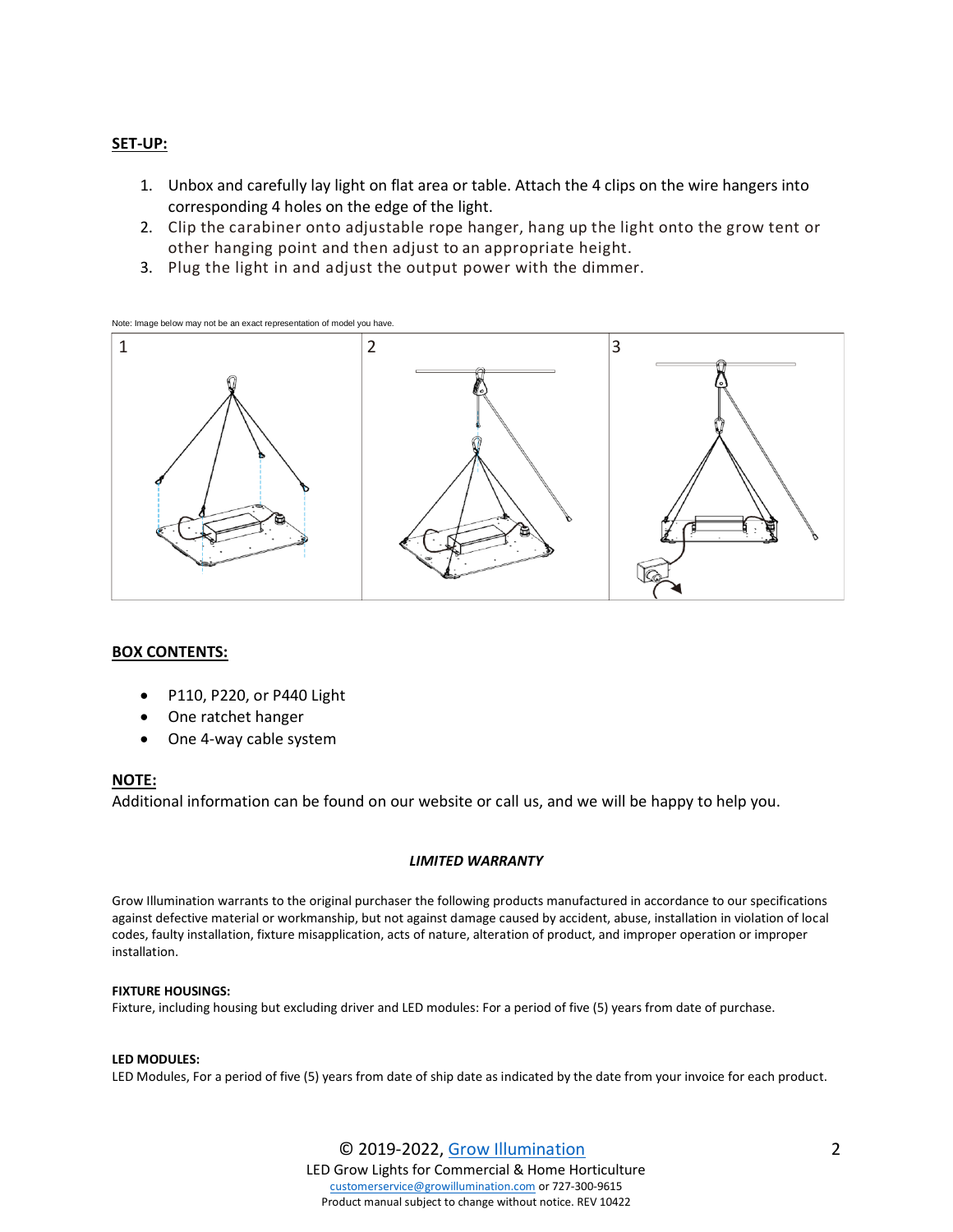**SET-UP:**

1. Unbox and carefully lay light on flat area or table. Attach the 4 clips on the wire hangers into corresponding 4 holes on the edge of the light.
2. Clip the carabiner onto adjustable rope hanger, hang up the light onto the grow tent or other hanging point and then adjust to an appropriate height.
3. Plug the light in and adjust the output power with the dimmer.

Note: Image below may not be an exact representation of model you have.

**BOX CONTENTS:**

- P110, P220, or P440 Light
- One ratchet hanger
- One 4-way cable system

**NOTE:**

Additional information can be found on our website or call us, and we will be happy to help you.

***LIMITED WARRANTY***

Grow Illumination warrants to the original purchaser the following products manufactured in accordance to our specifications against defective material or workmanship, but not against damage caused by accident, abuse, installation in violation of local codes, faulty installation, fixture misapplication, acts of nature, alteration of product, and improper operation or improper installation.

**FIXTURE HOUSINGS:**

Fixture, including housing but excluding driver and LED modules: For a period of five (5) years from date of purchase.

**LED MODULES:**

LED Modules, For a period of five (5) years from date of ship date as indicated by the date from your invoice for each product.

© 2019-2022, Grow Illumination
LED Grow Lights for Commercial & Home Horticulture
customerservice@growillumination.com or 727-300-9615
Product manual subject to change without notice. REV 10422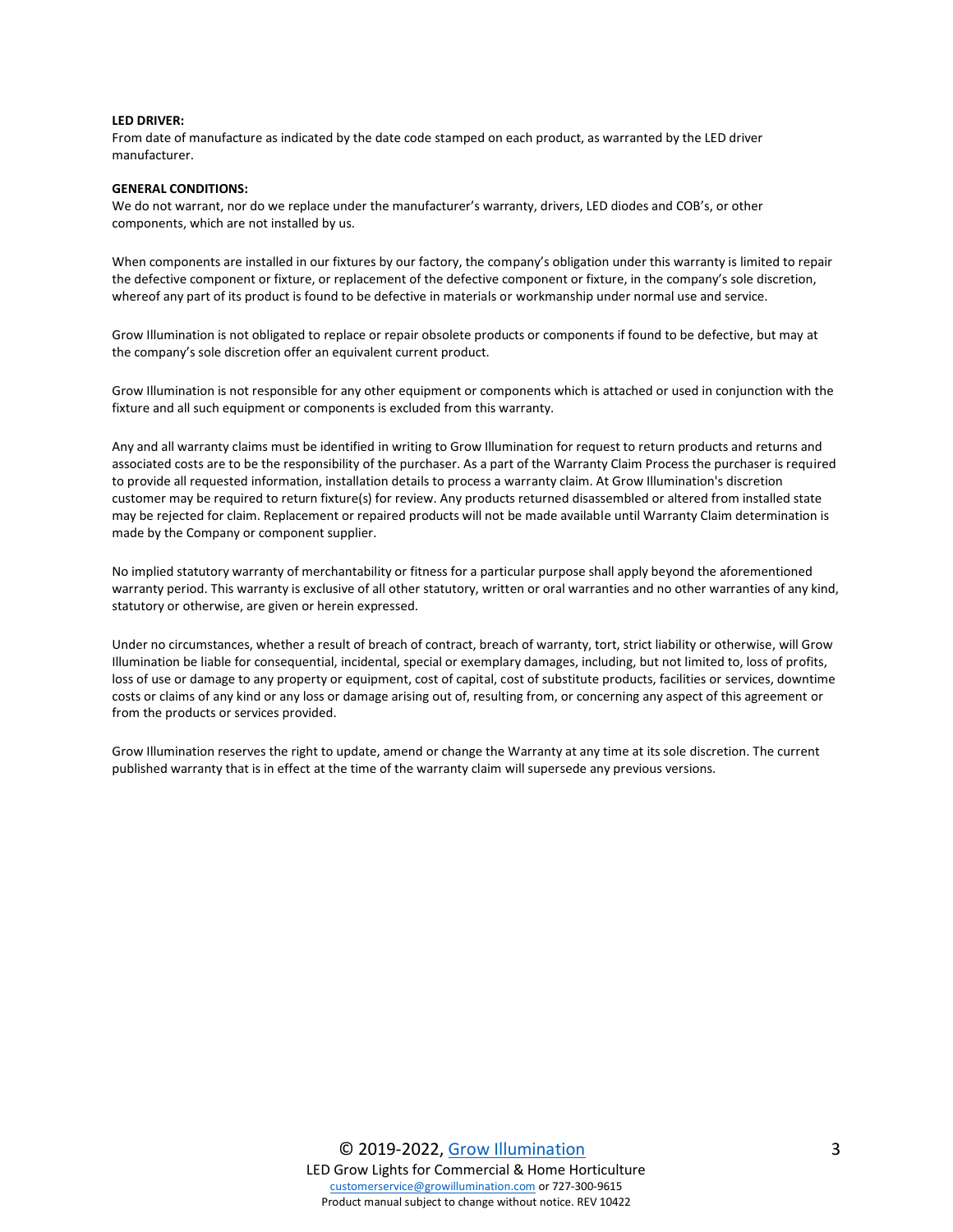**LED DRIVER:**
From date of manufacture as indicated by the date code stamped on each product, as warranted by the LED driver manufacturer.

**GENERAL CONDITIONS:**
We do not warrant, nor do we replace under the manufacturer's warranty, drivers, LED diodes and COB's, or other components, which are not installed by us.

When components are installed in our fixtures by our factory, the company's obligation under this warranty is limited to repair the defective component or fixture, or replacement of the defective component or fixture, in the company's sole discretion, whereof any part of its product is found to be defective in materials or workmanship under normal use and service.

Grow Illumination is not obligated to replace or repair obsolete products or components if found to be defective, but may at the company's sole discretion offer an equivalent current product.

Grow Illumination is not responsible for any other equipment or components which is attached or used in conjunction with the fixture and all such equipment or components is excluded from this warranty.

Any and all warranty claims must be identified in writing to Grow Illumination for request to return products and returns and associated costs are to be the responsibility of the purchaser. As a part of the Warranty Claim Process the purchaser is required to provide all requested information, installation details to process a warranty claim. At Grow Illumination's discretion customer may be required to return fixture(s) for review. Any products returned disassembled or altered from installed state may be rejected for claim. Replacement or repaired products will not be made available until Warranty Claim determination is made by the Company or component supplier.

No implied statutory warranty of merchantability or fitness for a particular purpose shall apply beyond the aforementioned warranty period. This warranty is exclusive of all other statutory, written or oral warranties and no other warranties of any kind, statutory or otherwise, are given or herein expressed.

Under no circumstances, whether a result of breach of contract, breach of warranty, tort, strict liability or otherwise, will Grow Illumination be liable for consequential, incidental, special or exemplary damages, including, but not limited to, loss of profits, loss of use or damage to any property or equipment, cost of capital, cost of substitute products, facilities or services, downtime costs or claims of any kind or any loss or damage arising out of, resulting from, or concerning any aspect of this agreement or from the products or services provided.

Grow Illumination reserves the right to update, amend or change the Warranty at any time at its sole discretion. The current published warranty that is in effect at the time of the warranty claim will supersede any previous versions.

© 2019-2022, Grow Illumination
LED Grow Lights for Commercial & Home Horticulture
customerservice@growillumination.com or 727-300-9615
Product manual subject to change without notice. REV 10422